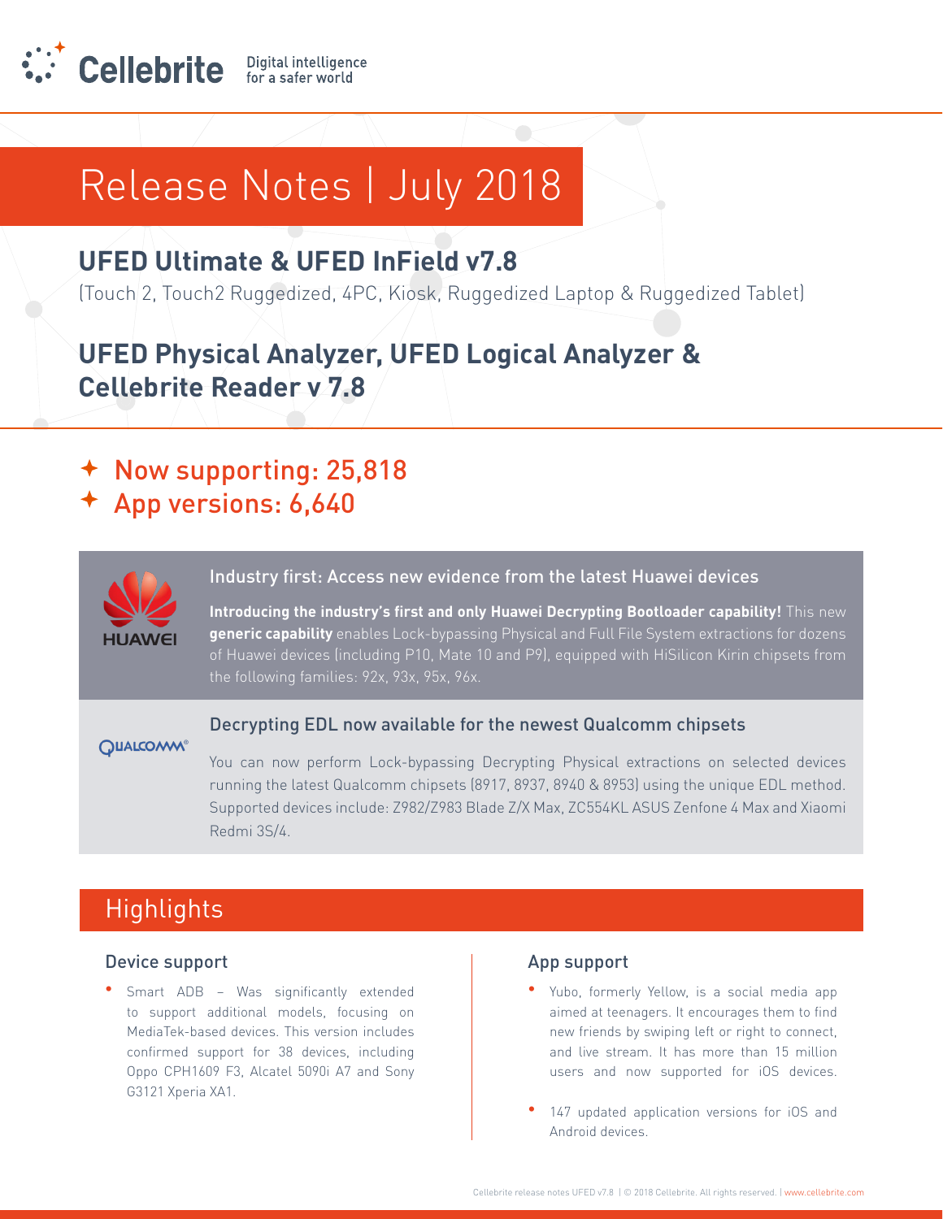Cellebrite Digital intelligence for a safer world

# Release Notes | July 2018

## UFED Ultimate & UFED InField v7.8

(Touch 2, Touch2 Ruggedized, 4PC, Kiosk, Ruggedized Laptop & Ruggedized Tablet)

## UFED Physical Analyzer, UFED Logical Analyzer & Cellebrite Reader v 7.8

- Now supporting: 25,818
- App versions: 6,640

### Industry first: Access new evidence from the latest Huawei devices

**Introducing the industry's first and only Huawei Decrypting Bootloader capability!** This new **generic capability** enables Lock-bypassing Physical and Full File System extractions for dozens of Huawei devices (including P10, Mate 10 and P9), equipped with HiSilicon Kirin chipsets from the following families: 92x, 93x, 95x, 96x.

### Decrypting EDL now available for the newest Qualcomm chipsets

You can now perform Lock-bypassing Decrypting Physical extractions on selected devices running the latest Qualcomm chipsets (8917, 8937, 8940 & 8953) using the unique EDL method. Supported devices include: Z982/Z983 Blade Z/X Max, ZC554KL ASUS Zenfone 4 Max and Xiaomi Redmi 3S/4.

## Highlights

### Device support

- Smart ADB – Was significantly extended to support additional models, focusing on MediaTek-based devices. This version includes confirmed support for 38 devices, including Oppo CPH1609 F3, Alcatel 5090i A7 and Sony G3121 Xperia XA1.

### App support

- Yubo, formerly Yellow, is a social media app aimed at teenagers. It encourages them to find new friends by swiping left or right to connect, and live stream. It has more than 15 million users and now supported for iOS devices.
- 147 updated application versions for iOS and Android devices.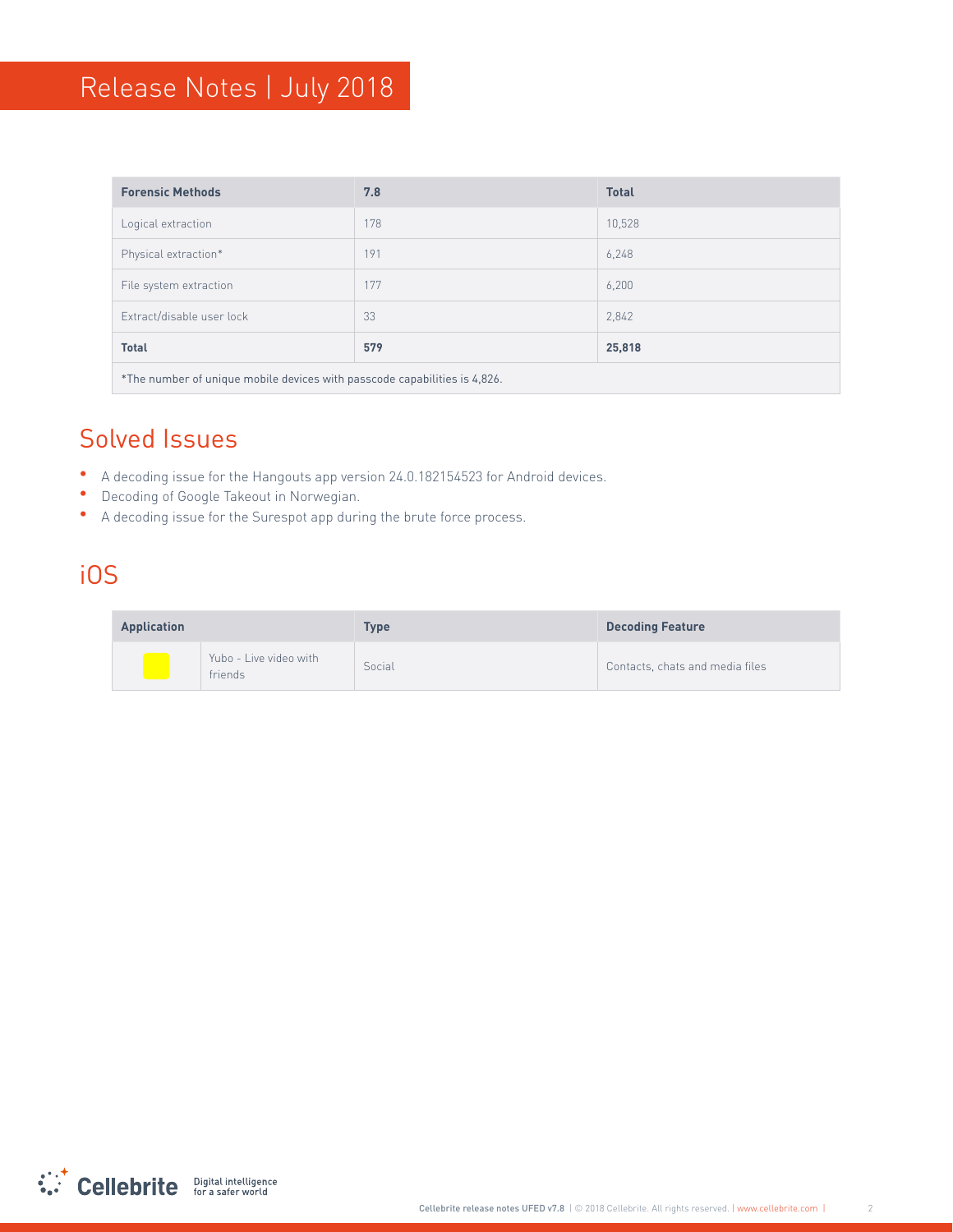| Forensic Methods | 7.8 | Total |
| --- | --- | --- |
| Logical extraction | 178 | 10,528 |
| Physical extraction* | 191 | 6,248 |
| File system extraction | 177 | 6,200 |
| Extract/disable user lock | 33 | 2,842 |
| **Total** | **579** | **25,818** |

*The number of unique mobile devices with passcode capabilities is 4,826.

## Solved Issues

- A decoding issue for the Hangouts app version 24.0.182154523 for Android devices.
- Decoding of Google Takeout in Norwegian.
- A decoding issue for the Surespot app during the brute force process.

## iOS

| Application | | Type | Decoding Feature |
| --- | --- | --- | --- |
| | Yubo - Live video with friends | Social | Contacts, chats and media files |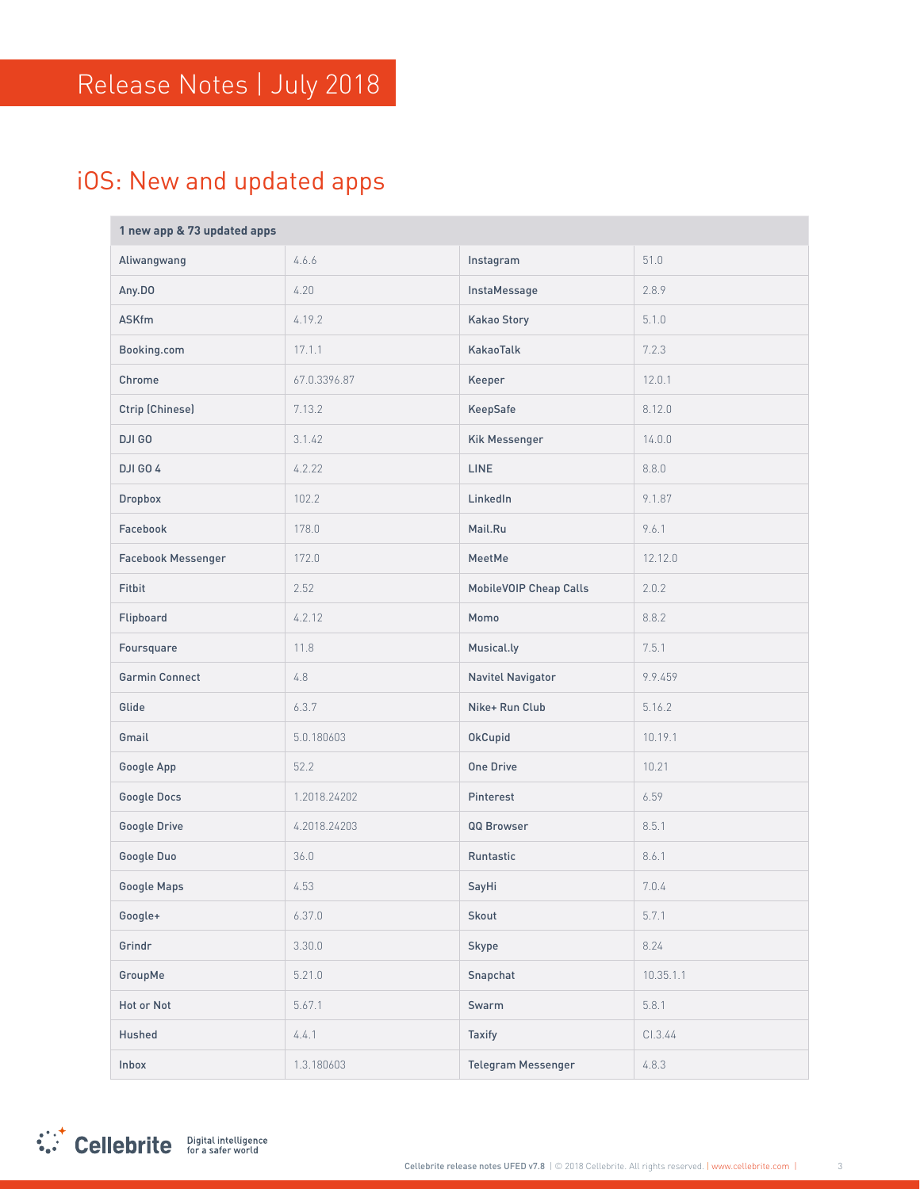# Release Notes | July 2018

## iOS: New and updated apps

| 1 new app & 73 updated apps | | | |
|---|---|---|---|
| Aliwangwang | 4.6.6 | Instagram | 51.0 |
| Any.DO | 4.20 | InstaMessage | 2.8.9 |
| ASKfm | 4.19.2 | Kakao Story | 5.1.0 |
| Booking.com | 17.1.1 | KakaoTalk | 7.2.3 |
| Chrome | 67.0.3396.87 | Keeper | 12.0.1 |
| Ctrip (Chinese) | 7.13.2 | KeepSafe | 8.12.0 |
| DJI GO | 3.1.42 | Kik Messenger | 14.0.0 |
| DJI GO 4 | 4.2.22 | LINE | 8.8.0 |
| Dropbox | 102.2 | LinkedIn | 9.1.87 |
| Facebook | 178.0 | Mail.Ru | 9.6.1 |
| Facebook Messenger | 172.0 | MeetMe | 12.12.0 |
| Fitbit | 2.52 | MobileVOIP Cheap Calls | 2.0.2 |
| Flipboard | 4.2.12 | Momo | 8.8.2 |
| Foursquare | 11.8 | Musical.ly | 7.5.1 |
| Garmin Connect | 4.8 | Navitel Navigator | 9.9.459 |
| Glide | 6.3.7 | Nike+ Run Club | 5.16.2 |
| Gmail | 5.0.180603 | OkCupid | 10.19.1 |
| Google App | 52.2 | One Drive | 10.21 |
| Google Docs | 1.2018.24202 | Pinterest | 6.59 |
| Google Drive | 4.2018.24203 | QQ Browser | 8.5.1 |
| Google Duo | 36.0 | Runtastic | 8.6.1 |
| Google Maps | 4.53 | SayHi | 7.0.4 |
| Google+ | 6.37.0 | Skout | 5.7.1 |
| Grindr | 3.30.0 | Skype | 8.24 |
| GroupMe | 5.21.0 | Snapchat | 10.35.1.1 |
| Hot or Not | 5.67.1 | Swarm | 5.8.1 |
| Hushed | 4.4.1 | Taxify | CI.3.44 |
| Inbox | 1.3.180603 | Telegram Messenger | 4.8.3 |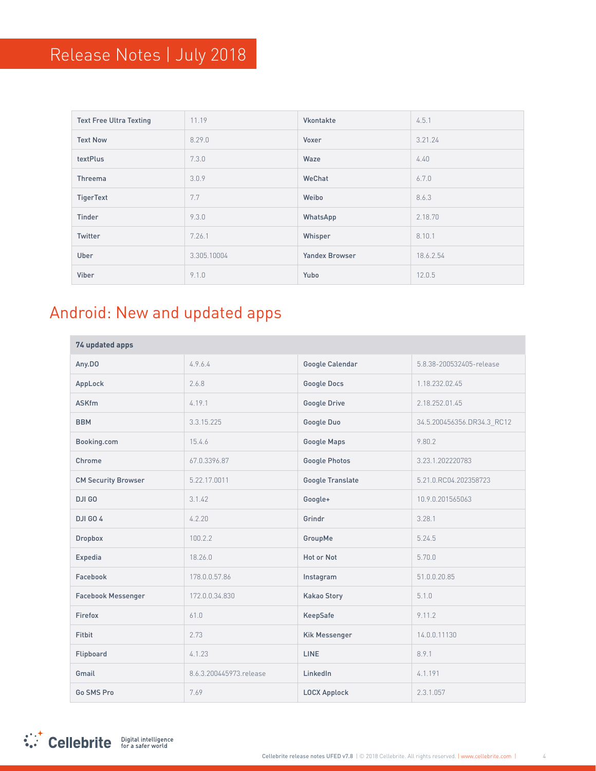| Text Free Ultra Texting | 11.19 | Vkontakte | 4.5.1 |
|---|---|---|---|
| Text Now | 8.29.0 | Voxer | 3.21.24 |
| textPlus | 7.3.0 | Waze | 4.40 |
| Threema | 3.0.9 | WeChat | 6.7.0 |
| TigerText | 7.7 | Weibo | 8.6.3 |
| Tinder | 9.3.0 | WhatsApp | 2.18.70 |
| Twitter | 7.26.1 | Whisper | 8.10.1 |
| Uber | 3.305.10004 | Yandex Browser | 18.6.2.54 |
| Viber | 9.1.0 | Yubo | 12.0.5 |

## Android: New and updated apps

| 74 updated apps | | | |
|---|---|---|---|
| Any.DO | 4.9.6.4 | Google Calendar | 5.8.38-200532405-release |
| AppLock | 2.6.8 | Google Docs | 1.18.232.02.45 |
| ASKfm | 4.19.1 | Google Drive | 2.18.252.01.45 |
| BBM | 3.3.15.225 | Google Duo | 34.5.200456356.DR34.3_RC12 |
| Booking.com | 15.4.6 | Google Maps | 9.80.2 |
| Chrome | 67.0.3396.87 | Google Photos | 3.23.1.202220783 |
| CM Security Browser | 5.22.17.0011 | Google Translate | 5.21.0.RC04.202358723 |
| DJI GO | 3.1.42 | Google+ | 10.9.0.201565063 |
| DJI GO 4 | 4.2.20 | Grindr | 3.28.1 |
| Dropbox | 100.2.2 | GroupMe | 5.24.5 |
| Expedia | 18.26.0 | Hot or Not | 5.70.0 |
| Facebook | 178.0.0.57.86 | Instagram | 51.0.0.20.85 |
| Facebook Messenger | 172.0.0.34.830 | Kakao Story | 5.1.0 |
| Firefox | 61.0 | KeepSafe | 9.11.2 |
| Fitbit | 2.73 | Kik Messenger | 14.0.0.11130 |
| Flipboard | 4.1.23 | LINE | 8.9.1 |
| Gmail | 8.6.3.200445973.release | LinkedIn | 4.1.191 |
| Go SMS Pro | 7.69 | LOCX Applock | 2.3.1.057 |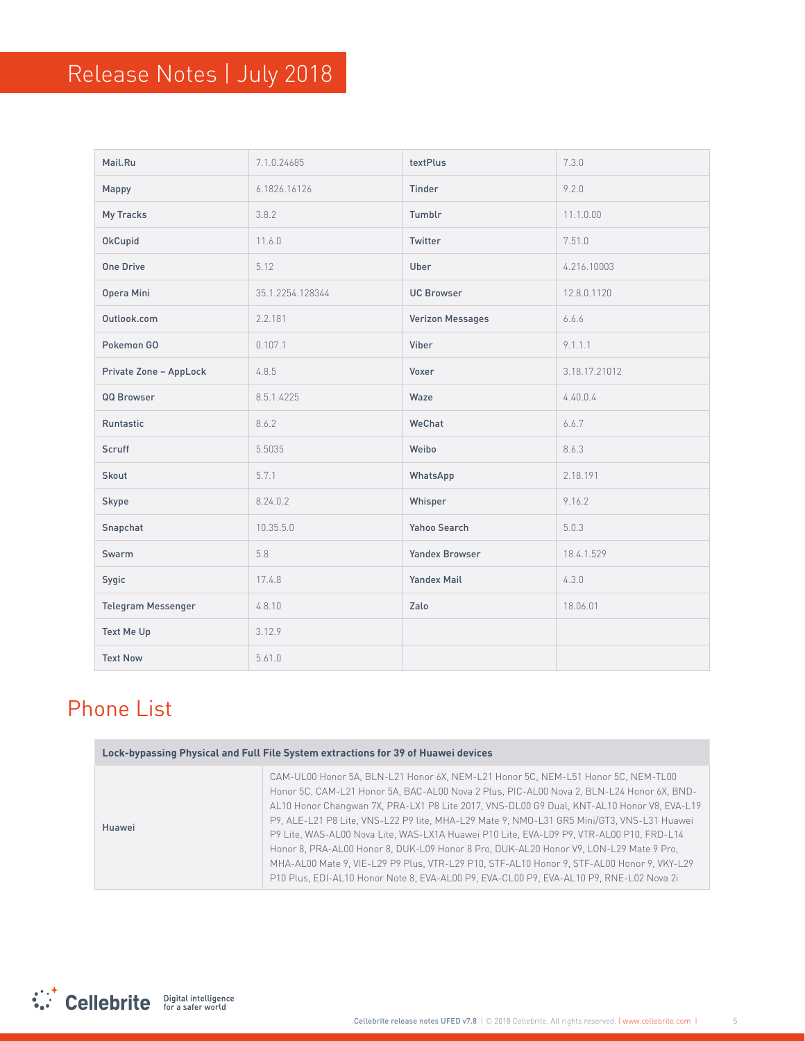| Mail.Ru | 7.1.0.24685 | textPlus | 7.3.0 |
|---|---|---|---|
| Mappy | 6.1826.16126 | Tinder | 9.2.0 |
| My Tracks | 3.8.2 | Tumblr | 11.1.0.00 |
| OkCupid | 11.6.0 | Twitter | 7.51.0 |
| One Drive | 5.12 | Uber | 4.216.10003 |
| Opera Mini | 35.1.2254.128344 | UC Browser | 12.8.0.1120 |
| Outlook.com | 2.2.181 | Verizon Messages | 6.6.6 |
| Pokemon GO | 0.107.1 | Viber | 9.1.1.1 |
| Private Zone – AppLock | 4.8.5 | Voxer | 3.18.17.21012 |
| QQ Browser | 8.5.1.4225 | Waze | 4.40.0.4 |
| Runtastic | 8.6.2 | WeChat | 6.6.7 |
| Scruff | 5.5035 | Weibo | 8.6.3 |
| Skout | 5.7.1 | WhatsApp | 2.18.191 |
| Skype | 8.24.0.2 | Whisper | 9.16.2 |
| Snapchat | 10.35.5.0 | Yahoo Search | 5.0.3 |
| Swarm | 5.8 | Yandex Browser | 18.4.1.529 |
| Sygic | 17.4.8 | Yandex Mail | 4.3.0 |
| Telegram Messenger | 4.8.10 | Zalo | 18.06.01 |
| Text Me Up | 3.12.9 | | |
| Text Now | 5.61.0 | | |

## Phone List

| Lock-bypassing Physical and Full File System extractions for 39 of Huawei devices | |
|---|---|
| Huawei | CAM-UL00 Honor 5A, BLN-L21 Honor 6X, NEM-L21 Honor 5C, NEM-L51 Honor 5C, NEM-TL00 Honor 5C, CAM-L21 Honor 5A, BAC-AL00 Nova 2 Plus, PIC-AL00 Nova 2, BLN-L24 Honor 6X, BND-AL10 Honor Changwan 7X, PRA-LX1 P8 Lite 2017, VNS-DL00 G9 Dual, KNT-AL10 Honor V8, EVA-L19 P9, ALE-L21 P8 Lite, VNS-L22 P9 lite, MHA-L29 Mate 9, NMO-L31 GR5 Mini/GT3, VNS-L31 Huawei P9 Lite, WAS-AL00 Nova Lite, WAS-LX1A Huawei P10 Lite, EVA-L09 P9, VTR-AL00 P10, FRD-L14 Honor 8, PRA-AL00 Honor 8, DUK-L09 Honor 8 Pro, DUK-AL20 Honor V9, LON-L29 Mate 9 Pro, MHA-AL00 Mate 9, VIE-L29 P9 Plus, VTR-L29 P10, STF-AL10 Honor 9, STF-AL00 Honor 9, VKY-L29 P10 Plus, EDI-AL10 Honor Note 8, EVA-AL00 P9, EVA-CL00 P9, EVA-AL10 P9, RNE-L02 Nova 2i |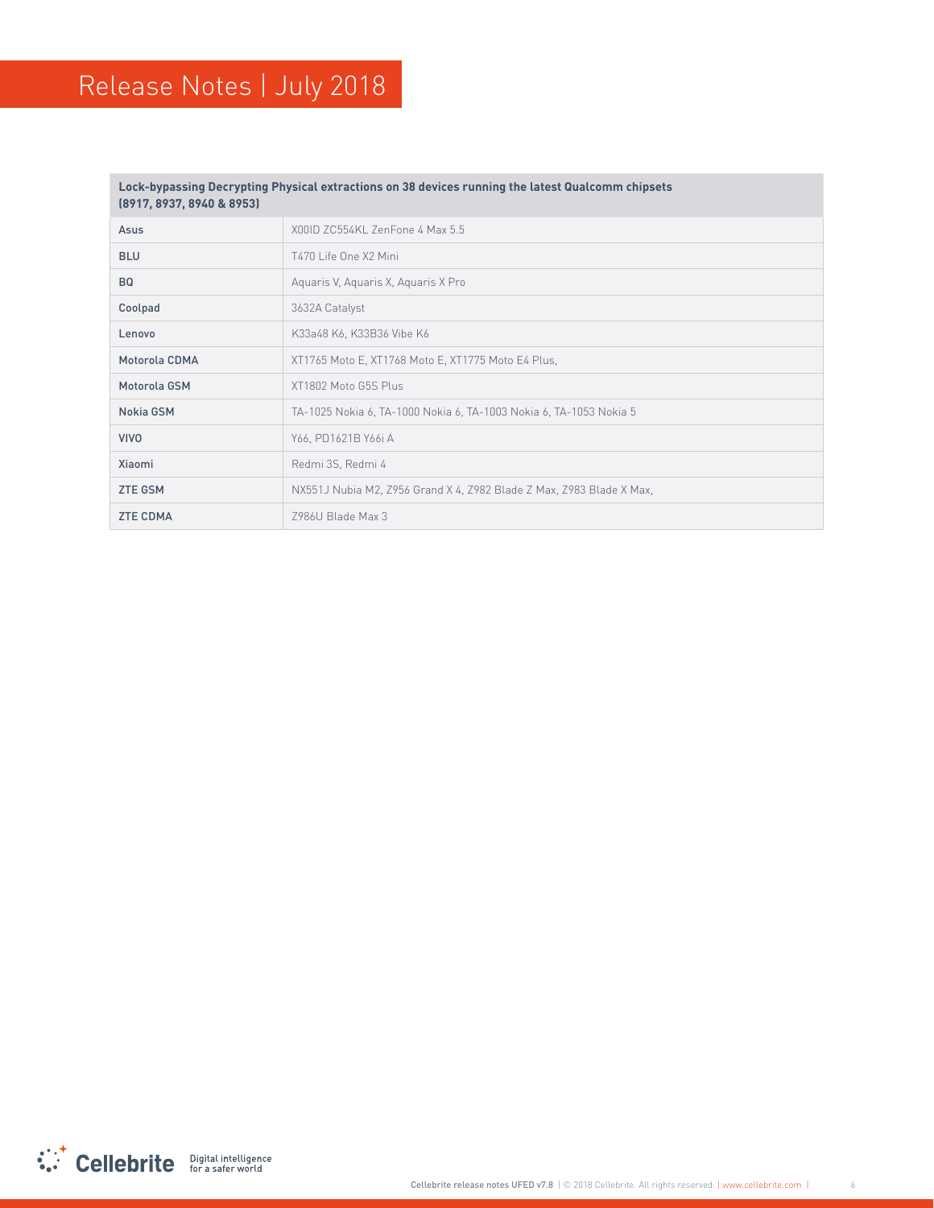| Lock-bypassing Decrypting Physical extractions on 38 devices running the latest Qualcomm chipsets (8917, 8937, 8940 & 8953) | |
|---|---|
| Asus | X00ID ZC554KL ZenFone 4 Max 5.5 |
| BLU | T470 Life One X2 Mini |
| BQ | Aquaris V, Aquaris X, Aquaris X Pro |
| Coolpad | 3632A Catalyst |
| Lenovo | K33a48 K6, K33B36 Vibe K6 |
| Motorola CDMA | XT1765 Moto E, XT1768 Moto E, XT1775 Moto E4 Plus, |
| Motorola GSM | XT1802 Moto G5S Plus |
| Nokia GSM | TA-1025 Nokia 6, TA-1000 Nokia 6, TA-1003 Nokia 6, TA-1053 Nokia 5 |
| VIVO | Y66, PD1621B Y66i A |
| Xiaomi | Redmi 3S, Redmi 4 |
| ZTE GSM | NX551J Nubia M2, Z956 Grand X 4, Z982 Blade Z Max, Z983 Blade X Max, |
| ZTE CDMA | Z986U Blade Max 3 |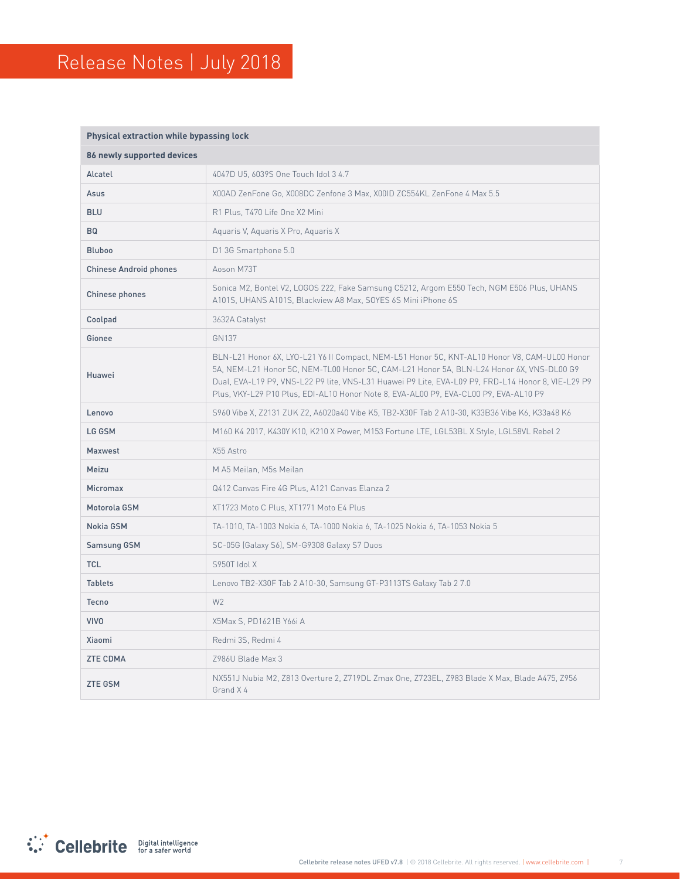| Physical extraction while bypassing lock | |
|---|---|
| **86 newly supported devices** | |
| Alcatel | 4047D U5, 6039S One Touch Idol 3 4.7 |
| Asus | X00AD ZenFone Go, X008DC Zenfone 3 Max, X00ID ZC554KL ZenFone 4 Max 5.5 |
| BLU | R1 Plus, T470 Life One X2 Mini |
| BQ | Aquaris V, Aquaris X Pro, Aquaris X |
| Bluboo | D1 3G Smartphone 5.0 |
| Chinese Android phones | Aoson M73T |
| Chinese phones | Sonica M2, Bontel V2, LOGOS 222, Fake Samsung C5212, Argom E550 Tech, NGM E506 Plus, UHANS A101S, UHANS A101S, Blackview A8 Max, SOYES 6S Mini iPhone 6S |
| Coolpad | 3632A Catalyst |
| Gionee | GN137 |
| Huawei | BLN-L21 Honor 6X, LYO-L21 Y6 II Compact, NEM-L51 Honor 5C, KNT-AL10 Honor V8, CAM-UL00 Honor 5A, NEM-L21 Honor 5C, NEM-TL00 Honor 5C, CAM-L21 Honor 5A, BLN-L24 Honor 6X, VNS-DL00 G9 Dual, EVA-L19 P9, VNS-L22 P9 lite, VNS-L31 Huawei P9 Lite, EVA-L09 P9, FRD-L14 Honor 8, VIE-L29 P9 Plus, VKY-L29 P10 Plus, EDI-AL10 Honor Note 8, EVA-AL00 P9, EVA-CL00 P9, EVA-AL10 P9 |
| Lenovo | S960 Vibe X, Z2131 ZUK Z2, A6020a40 Vibe K5, TB2-X30F Tab 2 A10-30, K33B36 Vibe K6, K33a48 K6 |
| LG GSM | M160 K4 2017, K430Y K10, K210 X Power, M153 Fortune LTE, LGL53BL X Style, LGL58VL Rebel 2 |
| Maxwest | X55 Astro |
| Meizu | M A5 Meilan, M5s Meilan |
| Micromax | Q412 Canvas Fire 4G Plus, A121 Canvas Elanza 2 |
| Motorola GSM | XT1723 Moto C Plus, XT1771 Moto E4 Plus |
| Nokia GSM | TA-1010, TA-1003 Nokia 6, TA-1000 Nokia 6, TA-1025 Nokia 6, TA-1053 Nokia 5 |
| Samsung GSM | SC-05G (Galaxy S6), SM-G9308 Galaxy S7 Duos |
| TCL | S950T Idol X |
| Tablets | Lenovo TB2-X30F Tab 2 A10-30, Samsung GT-P3113TS Galaxy Tab 2 7.0 |
| Tecno | W2 |
| VIVO | X5Max S, PD1621B Y66i A |
| Xiaomi | Redmi 3S, Redmi 4 |
| ZTE CDMA | Z986U Blade Max 3 |
| ZTE GSM | NX551J Nubia M2, Z813 Overture 2, Z719DL Zmax One, Z723EL, Z983 Blade X Max, Blade A475, Z956 Grand X 4 |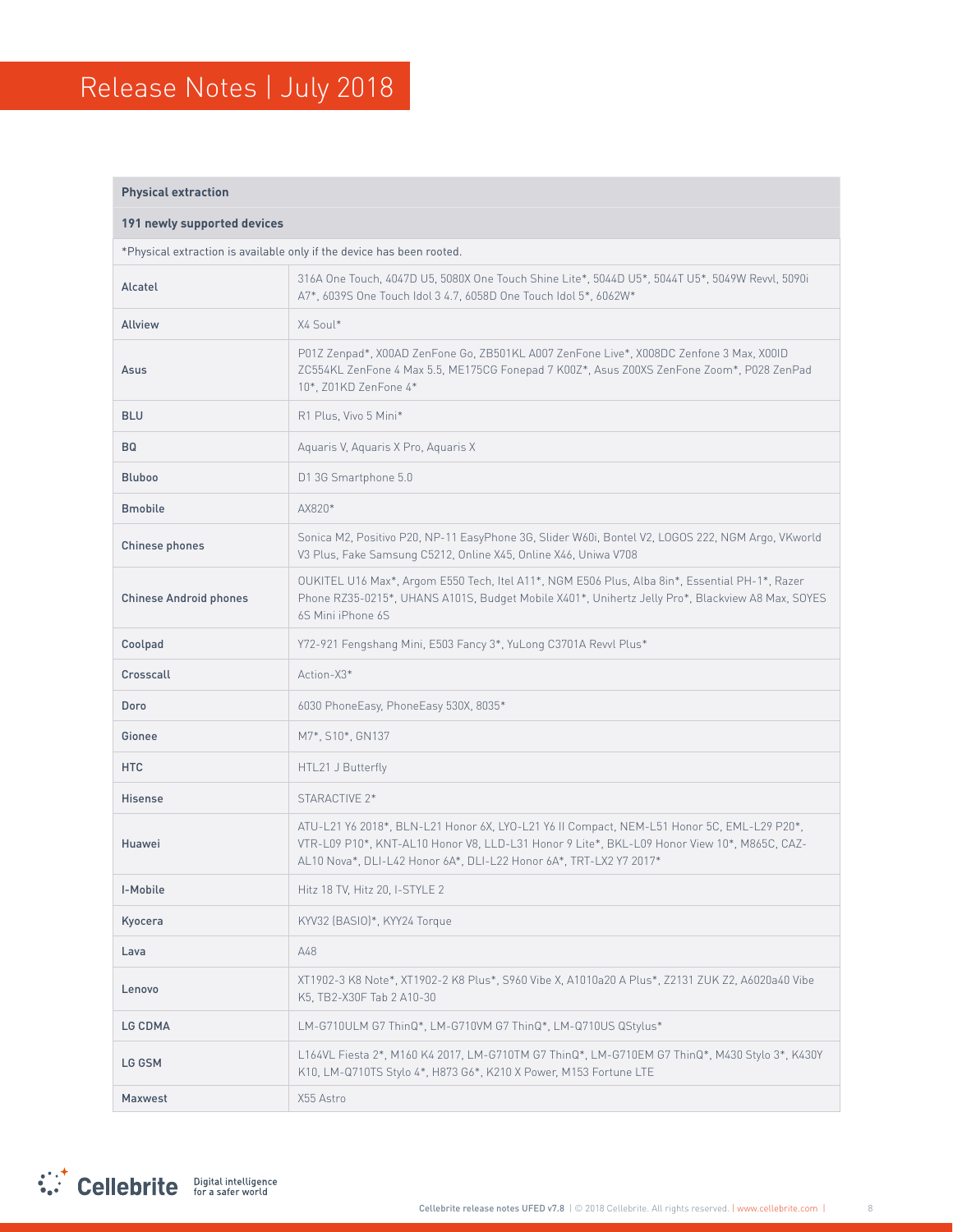| Physical extraction | |
|---|---|
| **191 newly supported devices** | |
| *Physical extraction is available only if the device has been rooted. | |
| Alcatel | 316A One Touch, 4047D U5, 5080X One Touch Shine Lite*, 5044D U5*, 5044T U5*, 5049W Revvl, 5090i A7*, 6039S One Touch Idol 3 4.7, 6058D One Touch Idol 5*, 6062W* |
| Allview | X4 Soul* |
| Asus | P01Z Zenpad*, X00AD ZenFone Go, ZB501KL A007 ZenFone Live*, X008DC Zenfone 3 Max, X00ID ZC554KL ZenFone 4 Max 5.5, ME175CG Fonepad 7 K00Z*, Asus Z00XS ZenFone Zoom*, P028 ZenPad 10*, Z01KD ZenFone 4* |
| BLU | R1 Plus, Vivo 5 Mini* |
| BQ | Aquaris V, Aquaris X Pro, Aquaris X |
| Bluboo | D1 3G Smartphone 5.0 |
| Bmobile | AX820* |
| Chinese phones | Sonica M2, Positivo P20, NP-11 EasyPhone 3G, Slider W60i, Bontel V2, LOGOS 222, NGM Argo, VKworld V3 Plus, Fake Samsung C5212, Online X45, Online X46, Uniwa V708 |
| Chinese Android phones | OUKITEL U16 Max*, Argom E550 Tech, Itel A11*, NGM E506 Plus, Alba 8in*, Essential PH-1*, Razer Phone RZ35-0215*, UHANS A101S, Budget Mobile X401*, Unihertz Jelly Pro*, Blackview A8 Max, SOYES 6S Mini iPhone 6S |
| Coolpad | Y72-921 Fengshang Mini, E503 Fancy 3*, YuLong C3701A Revvl Plus* |
| Crosscall | Action-X3* |
| Doro | 6030 PhoneEasy, PhoneEasy 530X, 8035* |
| Gionee | M7*, S10*, GN137 |
| HTC | HTL21 J Butterfly |
| Hisense | STARACTIVE 2* |
| Huawei | ATU-L21 Y6 2018*, BLN-L21 Honor 6X, LYO-L21 Y6 II Compact, NEM-L51 Honor 5C, EML-L29 P20*, VTR-L09 P10*, KNT-AL10 Honor V8, LLD-L31 Honor 9 Lite*, BKL-L09 Honor View 10*, M865C, CAZ-AL10 Nova*, DLI-L42 Honor 6A*, DLI-L22 Honor 6A*, TRT-LX2 Y7 2017* |
| I-Mobile | Hitz 18 TV, Hitz 20, I-STYLE 2 |
| Kyocera | KYV32 (BASIO)*, KYY24 Torque |
| Lava | A48 |
| Lenovo | XT1902-3 K8 Note*, XT1902-2 K8 Plus*, S960 Vibe X, A1010a20 A Plus*, Z2131 ZUK Z2, A6020a40 Vibe K5, TB2-X30F Tab 2 A10-30 |
| LG CDMA | LM-G710ULM G7 ThinQ*, LM-G710VM G7 ThinQ*, LM-Q710US QStylus* |
| LG GSM | L164VL Fiesta 2*, M160 K4 2017, LM-G710TM G7 ThinQ*, LM-G710EM G7 ThinQ*, M430 Stylo 3*, K430Y K10, LM-Q710TS Stylo 4*, H873 G6*, K210 X Power, M153 Fortune LTE |
| Maxwest | X55 Astro |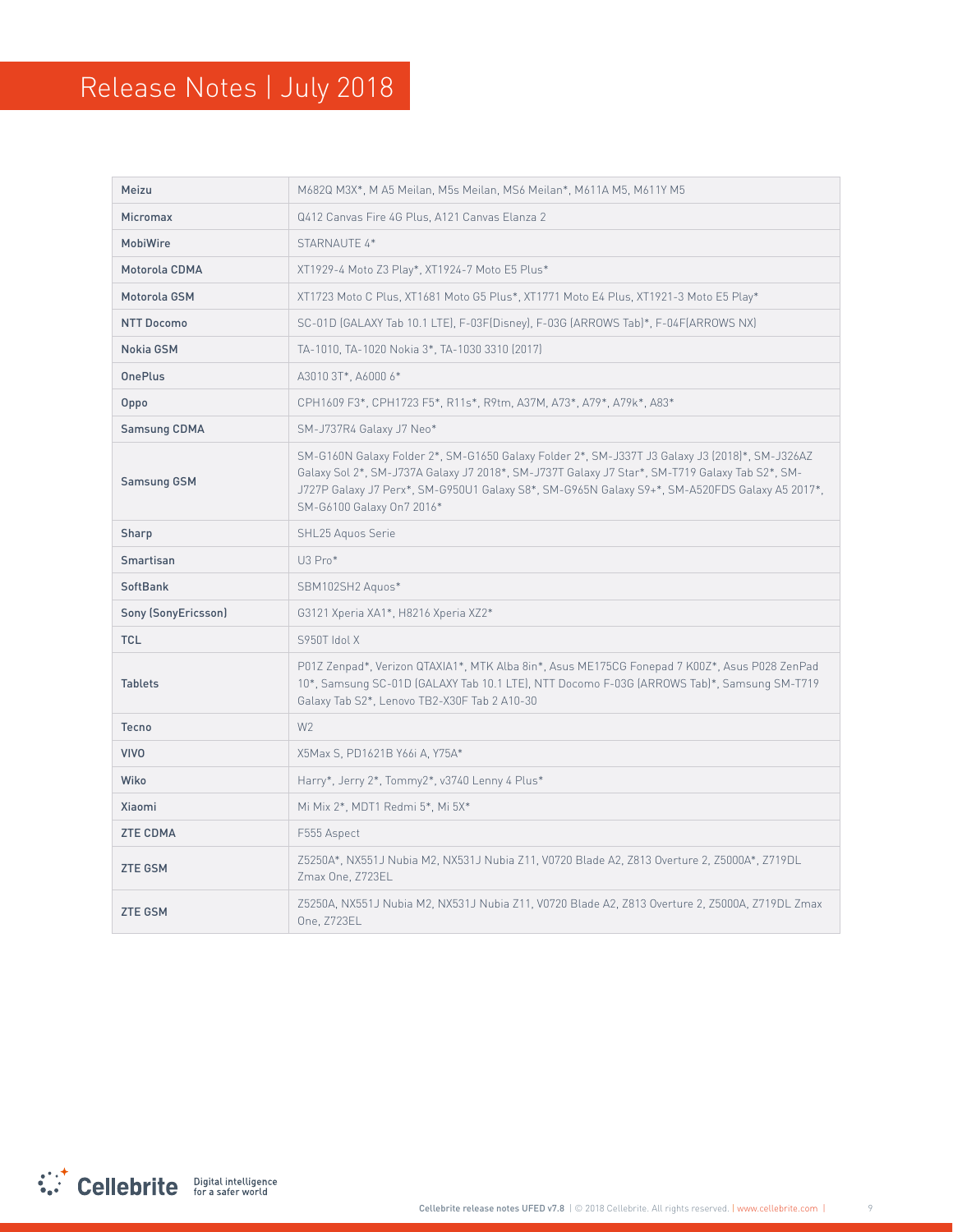# Release Notes | July 2018

| | |
|---|---|
| Meizu | M682Q M3X*, M A5 Meilan, M5s Meilan, MS6 Meilan*, M611A M5, M611Y M5 |
| Micromax | Q412 Canvas Fire 4G Plus, A121 Canvas Elanza 2 |
| MobiWire | STARNAUTE 4* |
| Motorola CDMA | XT1929-4 Moto Z3 Play*, XT1924-7 Moto E5 Plus* |
| Motorola GSM | XT1723 Moto C Plus, XT1681 Moto G5 Plus*, XT1771 Moto E4 Plus, XT1921-3 Moto E5 Play* |
| NTT Docomo | SC-01D (GALAXY Tab 10.1 LTE), F-03F(Disney), F-03G (ARROWS Tab)*, F-04F(ARROWS NX) |
| Nokia GSM | TA-1010, TA-1020 Nokia 3*, TA-1030 3310 (2017) |
| OnePlus | A3010 3T*, A6000 6* |
| Oppo | CPH1609 F3*, CPH1723 F5*, R11s*, R9tm, A37M, A73*, A79*, A79k*, A83* |
| Samsung CDMA | SM-J737R4 Galaxy J7 Neo* |
| Samsung GSM | SM-G160N Galaxy Folder 2*, SM-G1650 Galaxy Folder 2*, SM-J337T J3 Galaxy J3 (2018)*, SM-J326AZ Galaxy Sol 2*, SM-J737A Galaxy J7 2018*, SM-J737T Galaxy J7 Star*, SM-T719 Galaxy Tab S2*, SM-J727P Galaxy J7 Perx*, SM-G950U1 Galaxy S8*, SM-G965N Galaxy S9+*, SM-A520FDS Galaxy A5 2017*, SM-G6100 Galaxy On7 2016* |
| Sharp | SHL25 Aquos Serie |
| Smartisan | U3 Pro* |
| SoftBank | SBM102SH2 Aquos* |
| Sony (SonyEricsson) | G3121 Xperia XA1*, H8216 Xperia XZ2* |
| TCL | S950T Idol X |
| Tablets | P01Z Zenpad*, Verizon QTAXIA1*, MTK Alba 8in*, Asus ME175CG Fonepad 7 K00Z*, Asus P028 ZenPad 10*, Samsung SC-01D (GALAXY Tab 10.1 LTE), NTT Docomo F-03G (ARROWS Tab)*, Samsung SM-T719 Galaxy Tab S2*, Lenovo TB2-X30F Tab 2 A10-30 |
| Tecno | W2 |
| VIVO | X5Max S, PD1621B Y66i A, Y75A* |
| Wiko | Harry*, Jerry 2*, Tommy2*, v3740 Lenny 4 Plus* |
| Xiaomi | Mi Mix 2*, MDT1 Redmi 5*, Mi 5X* |
| ZTE CDMA | F555 Aspect |
| ZTE GSM | Z5250A*, NX551J Nubia M2, NX531J Nubia Z11, V0720 Blade A2, Z813 Overture 2, Z5000A*, Z719DL Zmax One, Z723EL |
| ZTE GSM | Z5250A, NX551J Nubia M2, NX531J Nubia Z11, V0720 Blade A2, Z813 Overture 2, Z5000A, Z719DL Zmax One, Z723EL |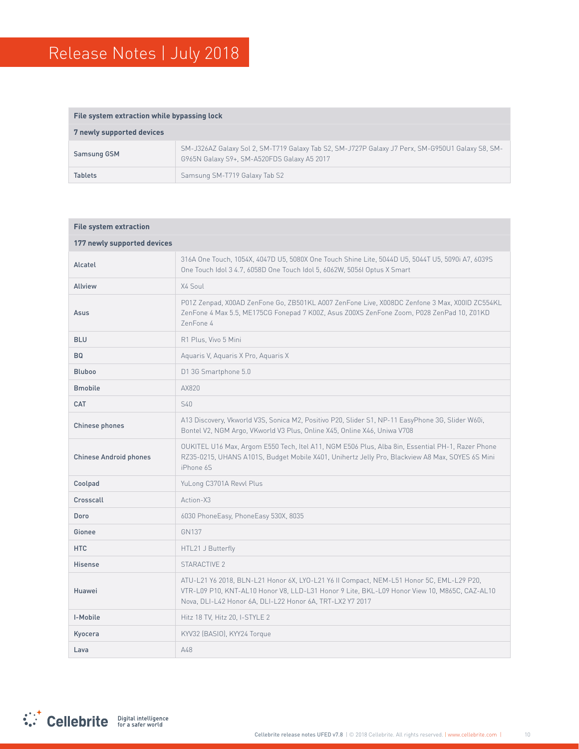| File system extraction while bypassing lock | |
|---|---|
| **7 newly supported devices** | |
| Samsung GSM | SM-J326AZ Galaxy Sol 2, SM-T719 Galaxy Tab S2, SM-J727P Galaxy J7 Perx, SM-G950U1 Galaxy S8, SM-G965N Galaxy S9+, SM-A520FDS Galaxy A5 2017 |
| Tablets | Samsung SM-T719 Galaxy Tab S2 |

| File system extraction | |
|---|---|
| **177 newly supported devices** | |
| Alcatel | 316A One Touch, 1054X, 4047D U5, 5080X One Touch Shine Lite, 5044D U5, 5044T U5, 5090i A7, 6039S One Touch Idol 3 4.7, 6058D One Touch Idol 5, 6062W, 5056I Optus X Smart |
| Allview | X4 Soul |
| Asus | P01Z Zenpad, X00AD ZenFone Go, ZB501KL A007 ZenFone Live, X008DC Zenfone 3 Max, X00ID ZC554KL ZenFone 4 Max 5.5, ME175CG Fonepad 7 K00Z, Asus Z00XS ZenFone Zoom, P028 ZenPad 10, Z01KD ZenFone 4 |
| BLU | R1 Plus, Vivo 5 Mini |
| BQ | Aquaris V, Aquaris X Pro, Aquaris X |
| Bluboo | D1 3G Smartphone 5.0 |
| Bmobile | AX820 |
| CAT | S40 |
| Chinese phones | A13 Discovery, Vkworld V3S, Sonica M2, Positivo P20, Slider S1, NP-11 EasyPhone 3G, Slider W60i, Bontel V2, NGM Argo, VKworld V3 Plus, Online X45, Online X46, Uniwa V708 |
| Chinese Android phones | OUKITEL U16 Max, Argom E550 Tech, Itel A11, NGM E506 Plus, Alba 8in, Essential PH-1, Razer Phone RZ35-0215, UHANS A101S, Budget Mobile X401, Unihertz Jelly Pro, Blackview A8 Max, SOYES 6S Mini iPhone 6S |
| Coolpad | YuLong C3701A Revvl Plus |
| Crosscall | Action-X3 |
| Doro | 6030 PhoneEasy, PhoneEasy 530X, 8035 |
| Gionee | GN137 |
| HTC | HTL21 J Butterfly |
| Hisense | STARACTIVE 2 |
| Huawei | ATU-L21 Y6 2018, BLN-L21 Honor 6X, LYO-L21 Y6 II Compact, NEM-L51 Honor 5C, EML-L29 P20, VTR-L09 P10, KNT-AL10 Honor V8, LLD-L31 Honor 9 Lite, BKL-L09 Honor View 10, M865C, CAZ-AL10 Nova, DLI-L42 Honor 6A, DLI-L22 Honor 6A, TRT-LX2 Y7 2017 |
| I-Mobile | Hitz 18 TV, Hitz 20, I-STYLE 2 |
| Kyocera | KYV32 (BASIO), KYY24 Torque |
| Lava | A48 |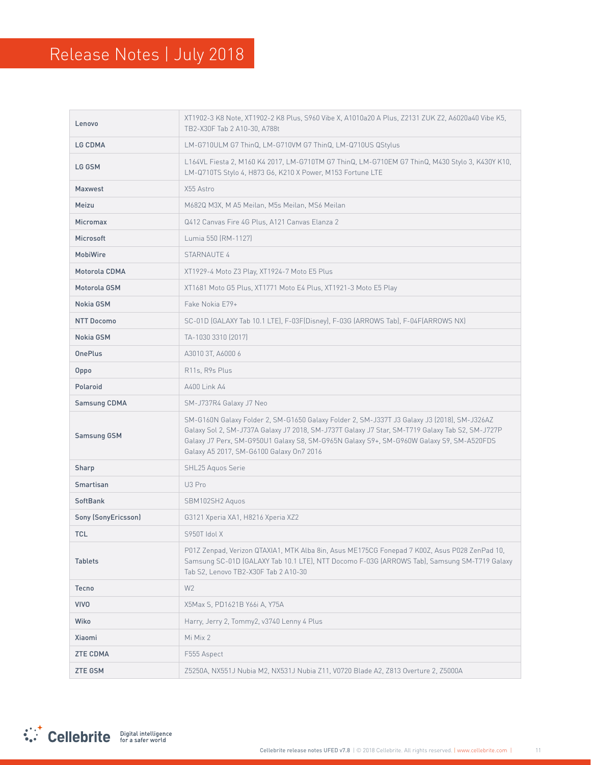| | |
|---|---|
| Lenovo | XT1902-3 K8 Note, XT1902-2 K8 Plus, S960 Vibe X, A1010a20 A Plus, Z2131 ZUK Z2, A6020a40 Vibe K5, TB2-X30F Tab 2 A10-30, A788t |
| LG CDMA | LM-G710ULM G7 ThinQ, LM-G710VM G7 ThinQ, LM-Q710US QStylus |
| LG GSM | L164VL Fiesta 2, M160 K4 2017, LM-G710TM G7 ThinQ, LM-G710EM G7 ThinQ, M430 Stylo 3, K430Y K10, LM-Q710TS Stylo 4, H873 G6, K210 X Power, M153 Fortune LTE |
| Maxwest | X55 Astro |
| Meizu | M682Q M3X, M A5 Meilan, M5s Meilan, MS6 Meilan |
| Micromax | Q412 Canvas Fire 4G Plus, A121 Canvas Elanza 2 |
| Microsoft | Lumia 550 (RM-1127) |
| MobiWire | STARNAUTE 4 |
| Motorola CDMA | XT1929-4 Moto Z3 Play, XT1924-7 Moto E5 Plus |
| Motorola GSM | XT1681 Moto G5 Plus, XT1771 Moto E4 Plus, XT1921-3 Moto E5 Play |
| Nokia GSM | Fake Nokia E79+ |
| NTT Docomo | SC-01D (GALAXY Tab 10.1 LTE), F-03F(Disney), F-03G (ARROWS Tab), F-04F(ARROWS NX) |
| Nokia GSM | TA-1030 3310 (2017) |
| OnePlus | A3010 3T, A6000 6 |
| Oppo | R11s, R9s Plus |
| Polaroid | A400 Link A4 |
| Samsung CDMA | SM-J737R4 Galaxy J7 Neo |
| Samsung GSM | SM-G160N Galaxy Folder 2, SM-G1650 Galaxy Folder 2, SM-J337T J3 Galaxy J3 (2018), SM-J326AZ Galaxy Sol 2, SM-J737A Galaxy J7 2018, SM-J737T Galaxy J7 Star, SM-T719 Galaxy Tab S2, SM-J727P Galaxy J7 Perx, SM-G950U1 Galaxy S8, SM-G965N Galaxy S9+, SM-G960W Galaxy S9, SM-A520FDS Galaxy A5 2017, SM-G6100 Galaxy On7 2016 |
| Sharp | SHL25 Aquos Serie |
| Smartisan | U3 Pro |
| SoftBank | SBM102SH2 Aquos |
| Sony (SonyEricsson) | G3121 Xperia XA1, H8216 Xperia XZ2 |
| TCL | S950T Idol X |
| Tablets | P01Z Zenpad, Verizon QTAXIA1, MTK Alba 8in, Asus ME175CG Fonepad 7 K00Z, Asus P028 ZenPad 10, Samsung SC-01D (GALAXY Tab 10.1 LTE), NTT Docomo F-03G (ARROWS Tab), Samsung SM-T719 Galaxy Tab S2, Lenovo TB2-X30F Tab 2 A10-30 |
| Tecno | W2 |
| VIVO | X5Max S, PD1621B Y66i A, Y75A |
| Wiko | Harry, Jerry 2, Tommy2, v3740 Lenny 4 Plus |
| Xiaomi | Mi Mix 2 |
| ZTE CDMA | F555 Aspect |
| ZTE GSM | Z5250A, NX551J Nubia M2, NX531J Nubia Z11, V0720 Blade A2, Z813 Overture 2, Z5000A |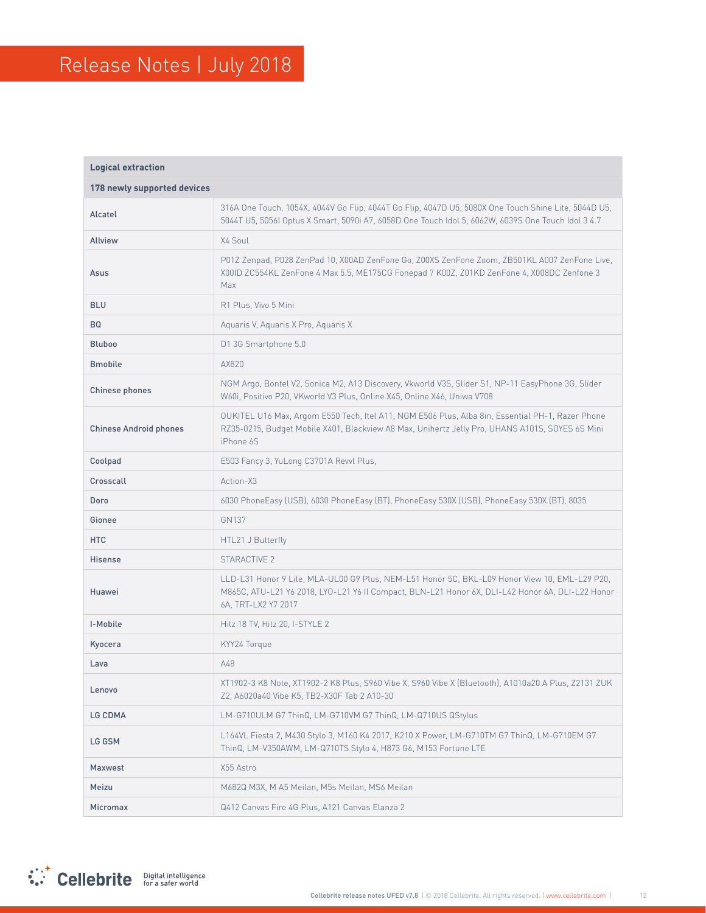| Logical extraction | |
|---|---|
| **178 newly supported devices** | |
| Alcatel | 316A One Touch, 1054X, 4044V Go Flip, 4044T Go Flip, 4047D U5, 5080X One Touch Shine Lite, 5044D U5, 5044T U5, 5056I Optus X Smart, 5090i A7, 6058D One Touch Idol 5, 6062W, 6039S One Touch Idol 3 4.7 |
| Allview | X4 Soul |
| Asus | P01Z Zenpad, P028 ZenPad 10, X00AD ZenFone Go, Z00XS ZenFone Zoom, ZB501KL A007 ZenFone Live, X00ID ZC554KL ZenFone 4 Max 5.5, ME175CG Fonepad 7 K00Z, Z01KD ZenFone 4, X008DC Zenfone 3 Max |
| BLU | R1 Plus, Vivo 5 Mini |
| BQ | Aquaris V, Aquaris X Pro, Aquaris X |
| Bluboo | D1 3G Smartphone 5.0 |
| Bmobile | AX820 |
| Chinese phones | NGM Argo, Bontel V2, Sonica M2, A13 Discovery, Vkworld V3S, Slider S1, NP-11 EasyPhone 3G, Slider W60i, Positivo P20, VKworld V3 Plus, Online X45, Online X46, Uniwa V708 |
| Chinese Android phones | OUKITEL U16 Max, Argom E550 Tech, Itel A11, NGM E506 Plus, Alba 8in, Essential PH-1, Razer Phone RZ35-0215, Budget Mobile X401, Blackview A8 Max, Unihertz Jelly Pro, UHANS A101S, SOYES 6S Mini iPhone 6S |
| Coolpad | E503 Fancy 3, YuLong C3701A Revvl Plus, |
| Crosscall | Action-X3 |
| Doro | 6030 PhoneEasy (USB), 6030 PhoneEasy (BT), PhoneEasy 530X (USB), PhoneEasy 530X (BT), 8035 |
| Gionee | GN137 |
| HTC | HTL21 J Butterfly |
| Hisense | STARACTIVE 2 |
| Huawei | LLD-L31 Honor 9 Lite, MLA-UL00 G9 Plus, NEM-L51 Honor 5C, BKL-L09 Honor View 10, EML-L29 P20, M865C, ATU-L21 Y6 2018, LYO-L21 Y6 II Compact, BLN-L21 Honor 6X, DLI-L42 Honor 6A, DLI-L22 Honor 6A, TRT-LX2 Y7 2017 |
| I-Mobile | Hitz 18 TV, Hitz 20, I-STYLE 2 |
| Kyocera | KYY24 Torque |
| Lava | A48 |
| Lenovo | XT1902-3 K8 Note, XT1902-2 K8 Plus, S960 Vibe X, S960 Vibe X (Bluetooth), A1010a20 A Plus, Z2131 ZUK Z2, A6020a40 Vibe K5, TB2-X30F Tab 2 A10-30 |
| LG CDMA | LM-G710ULM G7 ThinQ, LM-G710VM G7 ThinQ, LM-Q710US QStylus |
| LG GSM | L164VL Fiesta 2, M430 Stylo 3, M160 K4 2017, K210 X Power, LM-G710TM G7 ThinQ, LM-G710EM G7 ThinQ, LM-V350AWM, LM-Q710TS Stylo 4, H873 G6, M153 Fortune LTE |
| Maxwest | X55 Astro |
| Meizu | M682Q M3X, M A5 Meilan, M5s Meilan, MS6 Meilan |
| Micromax | Q412 Canvas Fire 4G Plus, A121 Canvas Elanza 2 |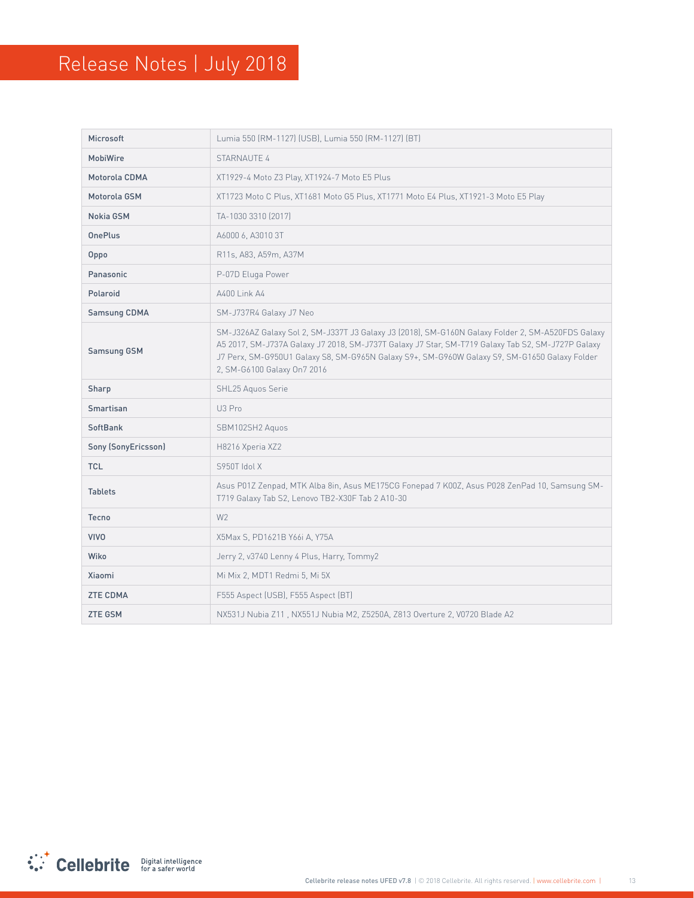| Microsoft | Lumia 550 (RM-1127) (USB), Lumia 550 (RM-1127) (BT) |
|---|---|
| MobiWire | STARNAUTE 4 |
| Motorola CDMA | XT1929-4 Moto Z3 Play, XT1924-7 Moto E5 Plus |
| Motorola GSM | XT1723 Moto C Plus, XT1681 Moto G5 Plus, XT1771 Moto E4 Plus, XT1921-3 Moto E5 Play |
| Nokia GSM | TA-1030 3310 (2017) |
| OnePlus | A6000 6, A3010 3T |
| Oppo | R11s, A83, A59m, A37M |
| Panasonic | P-07D Eluga Power |
| Polaroid | A400 Link A4 |
| Samsung CDMA | SM-J737R4 Galaxy J7 Neo |
| Samsung GSM | SM-J326AZ Galaxy Sol 2, SM-J337T J3 Galaxy J3 (2018), SM-G160N Galaxy Folder 2, SM-A520FDS Galaxy A5 2017, SM-J737A Galaxy J7 2018, SM-J737T Galaxy J7 Star, SM-T719 Galaxy Tab S2, SM-J727P Galaxy J7 Perx, SM-G950U1 Galaxy S8, SM-G965N Galaxy S9+, SM-G960W Galaxy S9, SM-G1650 Galaxy Folder 2, SM-G6100 Galaxy On7 2016 |
| Sharp | SHL25 Aquos Serie |
| Smartisan | U3 Pro |
| SoftBank | SBM102SH2 Aquos |
| Sony (SonyEricsson) | H8216 Xperia XZ2 |
| TCL | S950T Idol X |
| Tablets | Asus P01Z Zenpad, MTK Alba 8in, Asus ME175CG Fonepad 7 K00Z, Asus P028 ZenPad 10, Samsung SM-T719 Galaxy Tab S2, Lenovo TB2-X30F Tab 2 A10-30 |
| Tecno | W2 |
| VIVO | X5Max S, PD1621B Y66i A, Y75A |
| Wiko | Jerry 2, v3740 Lenny 4 Plus, Harry, Tommy2 |
| Xiaomi | Mi Mix 2, MDT1 Redmi 5, Mi 5X |
| ZTE CDMA | F555 Aspect (USB), F555 Aspect (BT) |
| ZTE GSM | NX531J Nubia Z11 , NX551J Nubia M2, Z5250A, Z813 Overture 2, V0720 Blade A2 |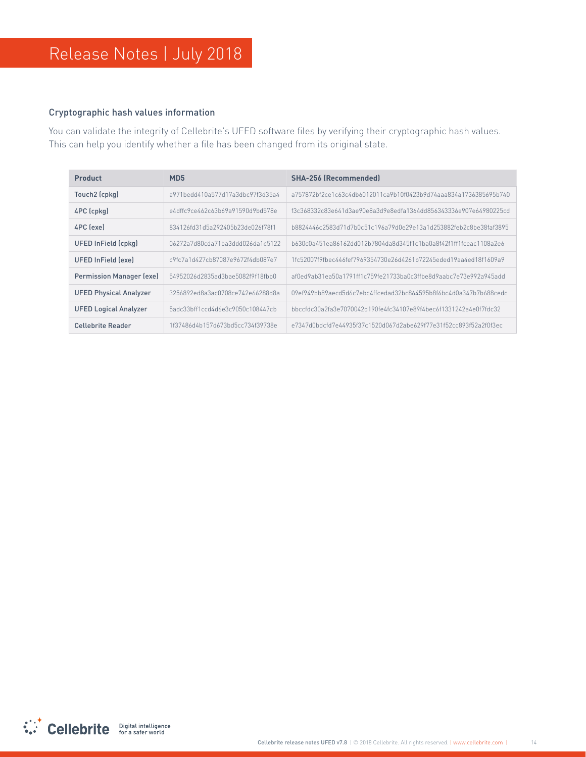## Cryptographic hash values information

You can validate the integrity of Cellebrite's UFED software files by verifying their cryptographic hash values. This can help you identify whether a file has been changed from its original state.

| Product | MD5 | SHA-256 (Recommended) |
|---|---|---|
| Touch2 (cpkg) | a971bedd410a577d17a3dbc97f3d35a4 | a757872bf2ce1c63c4db6012011ca9b10f0423b9d74aaa834a1736385695b740 |
| 4PC (cpkg) | e4dffc9ce462c63b69a91590d9bd578e | f3c368332c83e641d3ae90e8a3d9e8edfa1364dd856343336e907e64980225cd |
| 4PC (exe) | 834126fd31d5a292405b23de026f78f1 | b8824446c2583d71d7b0c51c196a79d0e29e13a1d253882feb2c8be38faf3895 |
| UFED InField (cpkg) | 06272a7d80cda71ba3ddd026da1c5122 | b630c0a451ea86162dd012b7804da8d345f1c1ba0a8f42f1ff1fceac1108a2e6 |
| UFED InField (exe) | c9fc7a1d427cb87087e9672f4db087e7 | 1fc52007f9fbec446fef7969354730e26d4261b72245eded19aa4ed18f1609a9 |
| Permission Manager (exe) | 54952026d2835ad3bae5082f9f18fbb0 | af0ed9ab31ea50a1791ff1c759fe21733ba0c3ffbe8d9aabc7e73e992a945add |
| UFED Physical Analyzer | 3256892ed8a3ac0708ce742e66288d8a | 09ef949bb89aecd5d6c7ebc4ffcedad32bc864595b8f6bc4d0a347b7b688cedc |
| UFED Logical Analyzer | 5adc33bff1ccd4d6e3c9050c108447cb | bbccfdc30a2fa3e7070042d190fe4fc34107e89f4bec6f1331242a4e0f7fdc32 |
| Cellebrite Reader | 1f37486d4b157d673bd5cc734f39738e | e7347d0bdcfd7e44935f37c1520d067d2abe629f77e31f52cc893f52a2f0f3ec |